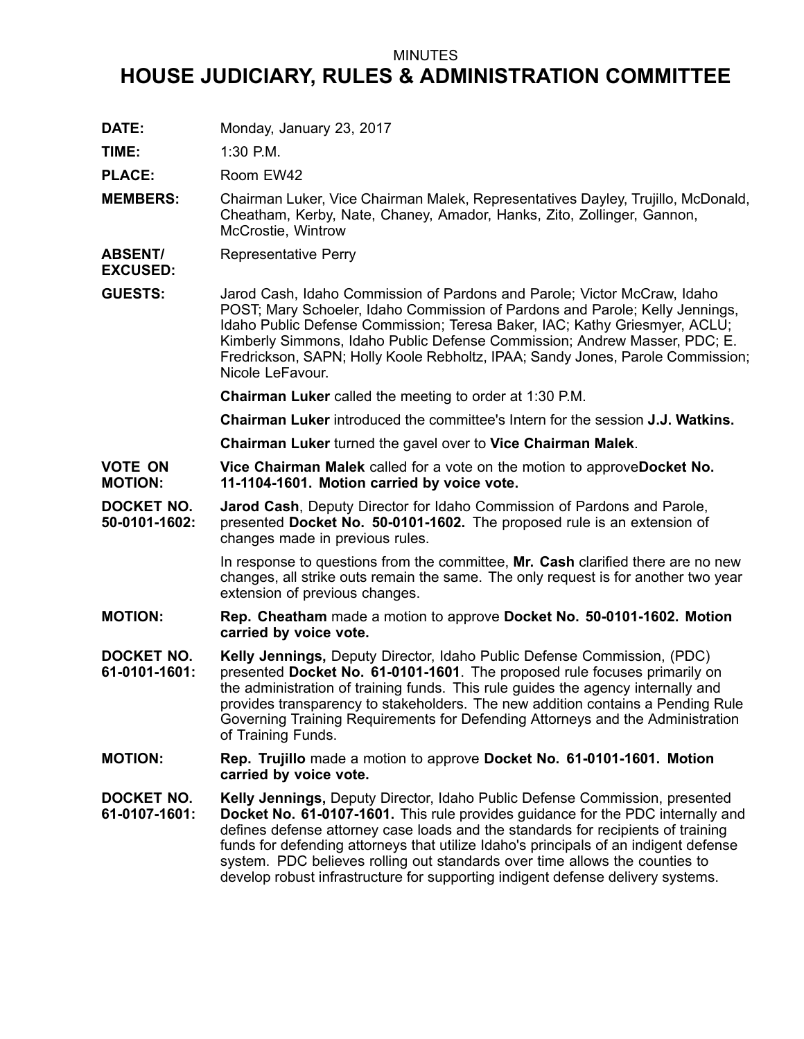MINUTES

# HOUSE JUDICIARY, RULES & ADMINISTRATION COMMITTEE

**DATE:** Monday, January 23, 2017

**TIME:** 1:30 P.M.

**PLACE:** Room EW42

**MEMBERS:** Chairman Luker, Vice Chairman Malek, Representatives Dayley, Trujillo, McDonald, Cheatham, Kerby, Nate, Chaney, Amador, Hanks, Zito, Zollinger, Gannon, McCrostie, Wintrow

**ABSENT/ EXCUSED:** Representative Perry

**GUESTS:** Jarod Cash, Idaho Commission of Pardons and Parole; Victor McCraw, Idaho POST; Mary Schoeler, Idaho Commission of Pardons and Parole; Kelly Jennings, Idaho Public Defense Commission; Teresa Baker, IAC; Kathy Griesmyer, ACLU; Kimberly Simmons, Idaho Public Defense Commission; Andrew Masser, PDC; E. Fredrickson, SAPN; Holly Koole Rebholtz, IPAA; Sandy Jones, Parole Commission; Nicole LeFavour.

**Chairman Luker** called the meeting to order at 1:30 P.M.

**Chairman Luker** introduced the committee's Intern for the session **J.J. Watkins.**

**Chairman Luker** turned the gavel over to **Vice Chairman Malek**.

**VOTE ON MOTION:** **Vice Chairman Malek** called for a vote on the motion to approve**Docket No. 11-1104-1601. Motion carried by voice vote.**

**DOCKET NO. 50-0101-1602:** **Jarod Cash**, Deputy Director for Idaho Commission of Pardons and Parole, presented **Docket No. 50-0101-1602.** The proposed rule is an extension of changes made in previous rules.

In response to questions from the committee, **Mr. Cash** clarified there are no new changes, all strike outs remain the same. The only request is for another two year extension of previous changes.

**MOTION:** **Rep. Cheatham** made a motion to approve **Docket No. 50-0101-1602. Motion carried by voice vote.**

**DOCKET NO. 61-0101-1601:** **Kelly Jennings,** Deputy Director, Idaho Public Defense Commission, (PDC) presented **Docket No. 61-0101-1601**. The proposed rule focuses primarily on the administration of training funds. This rule guides the agency internally and provides transparency to stakeholders. The new addition contains a Pending Rule Governing Training Requirements for Defending Attorneys and the Administration of Training Funds.

**MOTION:** **Rep. Trujillo** made a motion to approve **Docket No. 61-0101-1601. Motion carried by voice vote.**

**DOCKET NO. 61-0107-1601:** **Kelly Jennings,** Deputy Director, Idaho Public Defense Commission, presented **Docket No. 61-0107-1601.** This rule provides guidance for the PDC internally and defines defense attorney case loads and the standards for recipients of training funds for defending attorneys that utilize Idaho's principals of an indigent defense system. PDC believes rolling out standards over time allows the counties to develop robust infrastructure for supporting indigent defense delivery systems.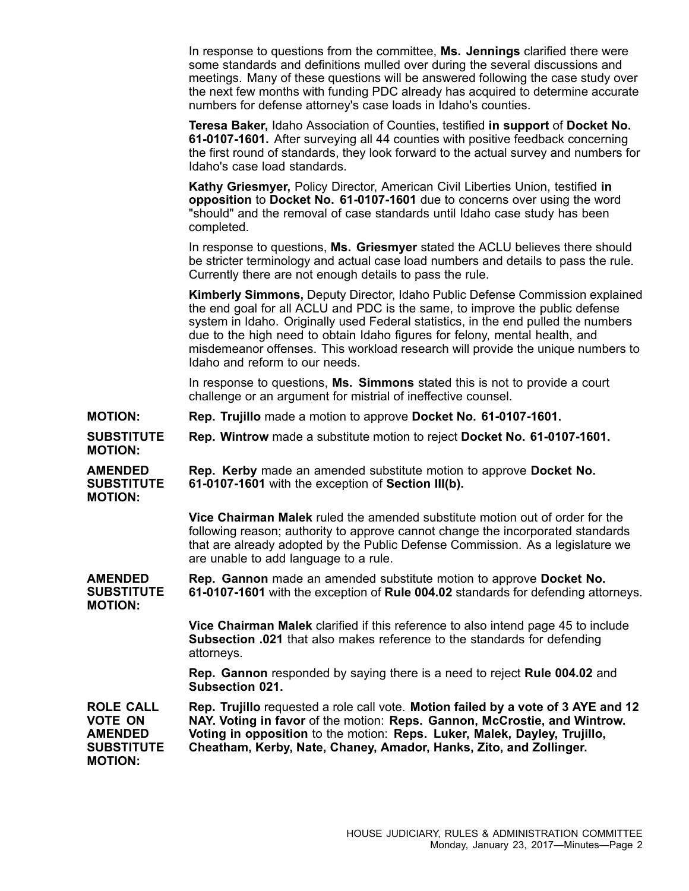In response to questions from the committee, **Ms. Jennings** clarified there were some standards and definitions mulled over during the several discussions and meetings. Many of these questions will be answered following the case study over the next few months with funding PDC already has acquired to determine accurate numbers for defense attorney's case loads in Idaho's counties.

**Teresa Baker,** Idaho Association of Counties, testified **in support** of **Docket No. 61-0107-1601.** After surveying all 44 counties with positive feedback concerning the first round of standards, they look forward to the actual survey and numbers for Idaho's case load standards.

**Kathy Griesmyer,** Policy Director, American Civil Liberties Union, testified **in opposition** to **Docket No. 61-0107-1601** due to concerns over using the word "should" and the removal of case standards until Idaho case study has been completed.

In response to questions, **Ms. Griesmyer** stated the ACLU believes there should be stricter terminology and actual case load numbers and details to pass the rule. Currently there are not enough details to pass the rule.

**Kimberly Simmons,** Deputy Director, Idaho Public Defense Commission explained the end goal for all ACLU and PDC is the same, to improve the public defense system in Idaho. Originally used Federal statistics, in the end pulled the numbers due to the high need to obtain Idaho figures for felony, mental health, and misdemeanor offenses. This workload research will provide the unique numbers to Idaho and reform to our needs.

In response to questions, **Ms. Simmons** stated this is not to provide a court challenge or an argument for mistrial of ineffective counsel.

**MOTION:** **Rep. Trujillo** made a motion to approve **Docket No. 61-0107-1601.**

**SUBSTITUTE MOTION:** **Rep. Wintrow** made a substitute motion to reject **Docket No. 61-0107-1601.**

**AMENDED SUBSTITUTE MOTION:** **Rep. Kerby** made an amended substitute motion to approve **Docket No. 61-0107-1601** with the exception of **Section III(b).**

**Vice Chairman Malek** ruled the amended substitute motion out of order for the following reason; authority to approve cannot change the incorporated standards that are already adopted by the Public Defense Commission. As a legislature we are unable to add language to a rule.

**AMENDED SUBSTITUTE MOTION:** **Rep. Gannon** made an amended substitute motion to approve **Docket No. 61-0107-1601** with the exception of **Rule 004.02** standards for defending attorneys.

**Vice Chairman Malek** clarified if this reference to also intend page 45 to include **Subsection .021** that also makes reference to the standards for defending attorneys.

**Rep. Gannon** responded by saying there is a need to reject **Rule 004.02** and **Subsection 021.**

**ROLE CALL VOTE ON AMENDED SUBSTITUTE MOTION:** **Rep. Trujillo** requested a role call vote. **Motion failed by a vote of 3 AYE and 12 NAY. Voting in favor** of the motion: **Reps. Gannon, McCrostie, and Wintrow. Voting in opposition** to the motion: **Reps. Luker, Malek, Dayley, Trujillo, Cheatham, Kerby, Nate, Chaney, Amador, Hanks, Zito, and Zollinger.**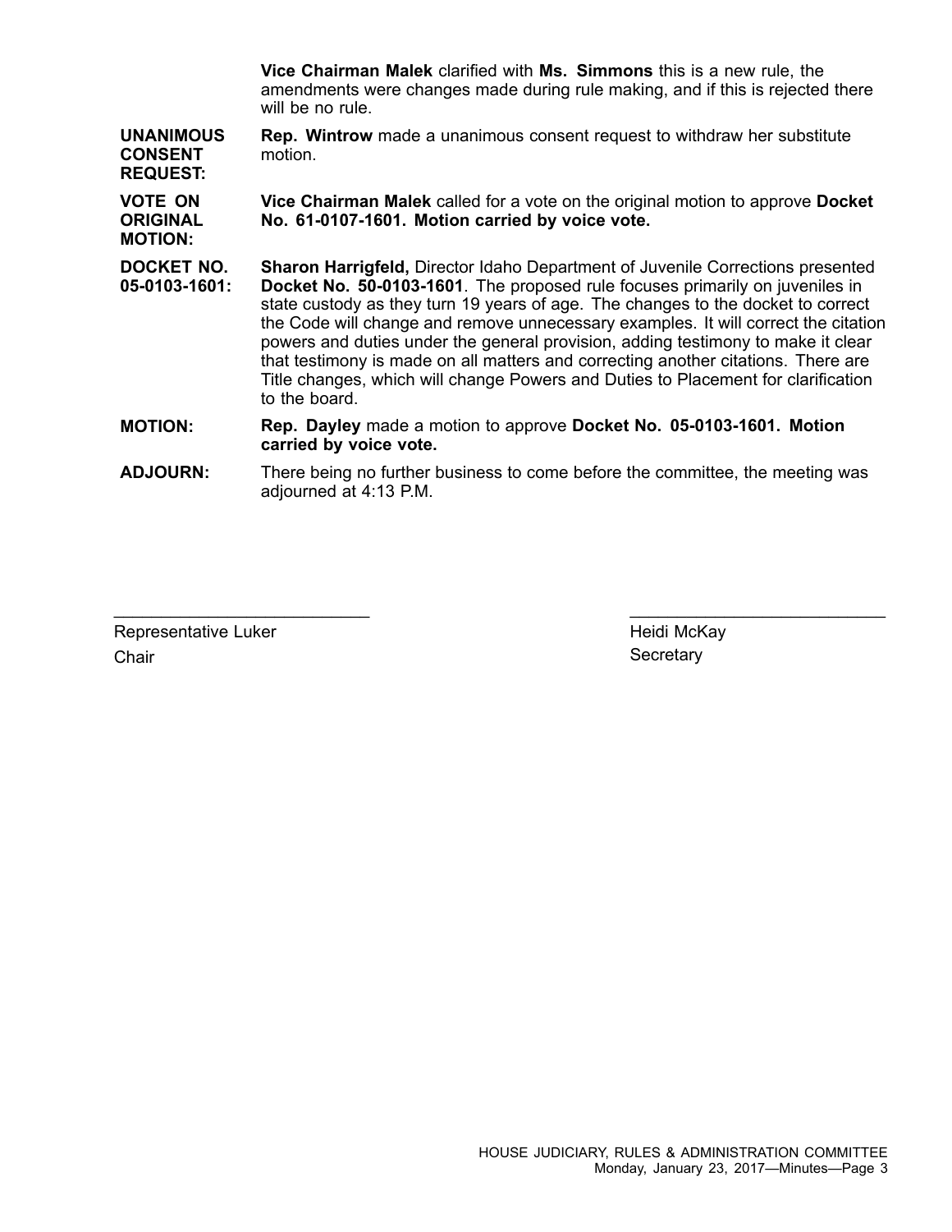**Vice Chairman Malek** clarified with **Ms. Simmons** this is a new rule, the amendments were changes made during rule making, and if this is rejected there will be no rule.

**UNANIMOUS CONSENT REQUEST:** **Rep. Wintrow** made a unanimous consent request to withdraw her substitute motion.

**VOTE ON ORIGINAL MOTION:** **Vice Chairman Malek** called for a vote on the original motion to approve **Docket No. 61-0107-1601. Motion carried by voice vote.**

**DOCKET NO. 05-0103-1601:** **Sharon Harrigfeld,** Director Idaho Department of Juvenile Corrections presented **Docket No. 50-0103-1601**. The proposed rule focuses primarily on juveniles in state custody as they turn 19 years of age. The changes to the docket to correct the Code will change and remove unnecessary examples. It will correct the citation powers and duties under the general provision, adding testimony to make it clear that testimony is made on all matters and correcting another citations. There are Title changes, which will change Powers and Duties to Placement for clarification to the board.

**MOTION:** **Rep. Dayley** made a motion to approve **Docket No. 05-0103-1601. Motion carried by voice vote.**

**ADJOURN:** There being no further business to come before the committee, the meeting was adjourned at 4:13 P.M.

___________________________ 
Representative Luker 
Chair

___________________________ 
Heidi McKay 
Secretary